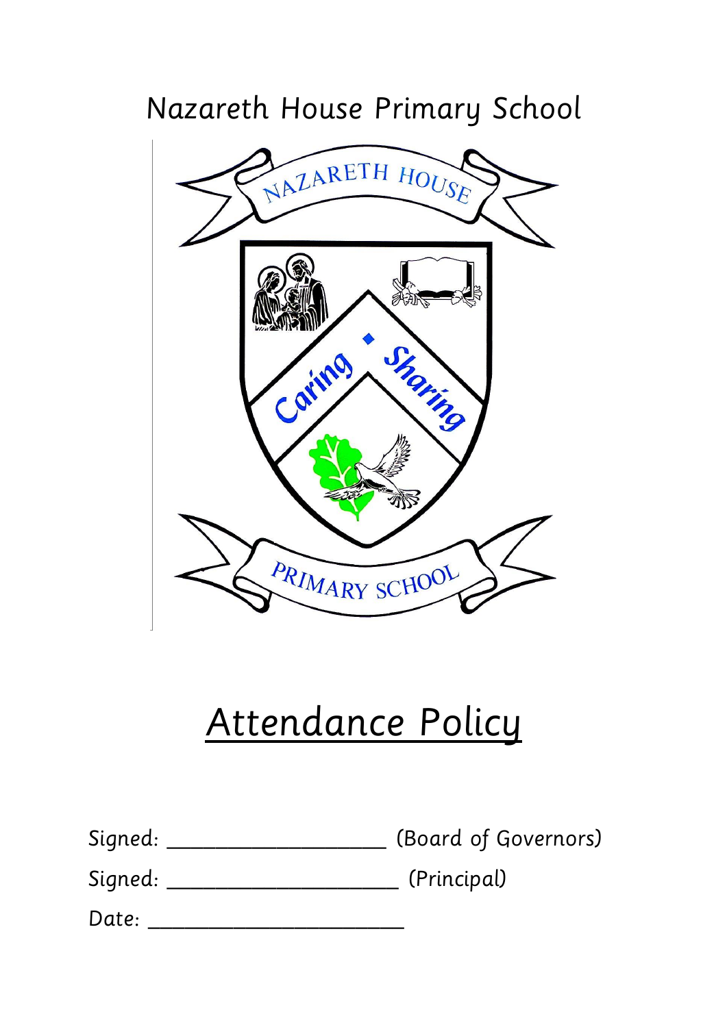Nazareth House Primary School

# Attendance Policy

Signed: ____________________ (Board of Governors)

Signed: _____________________ (Principal)

Date: ________________________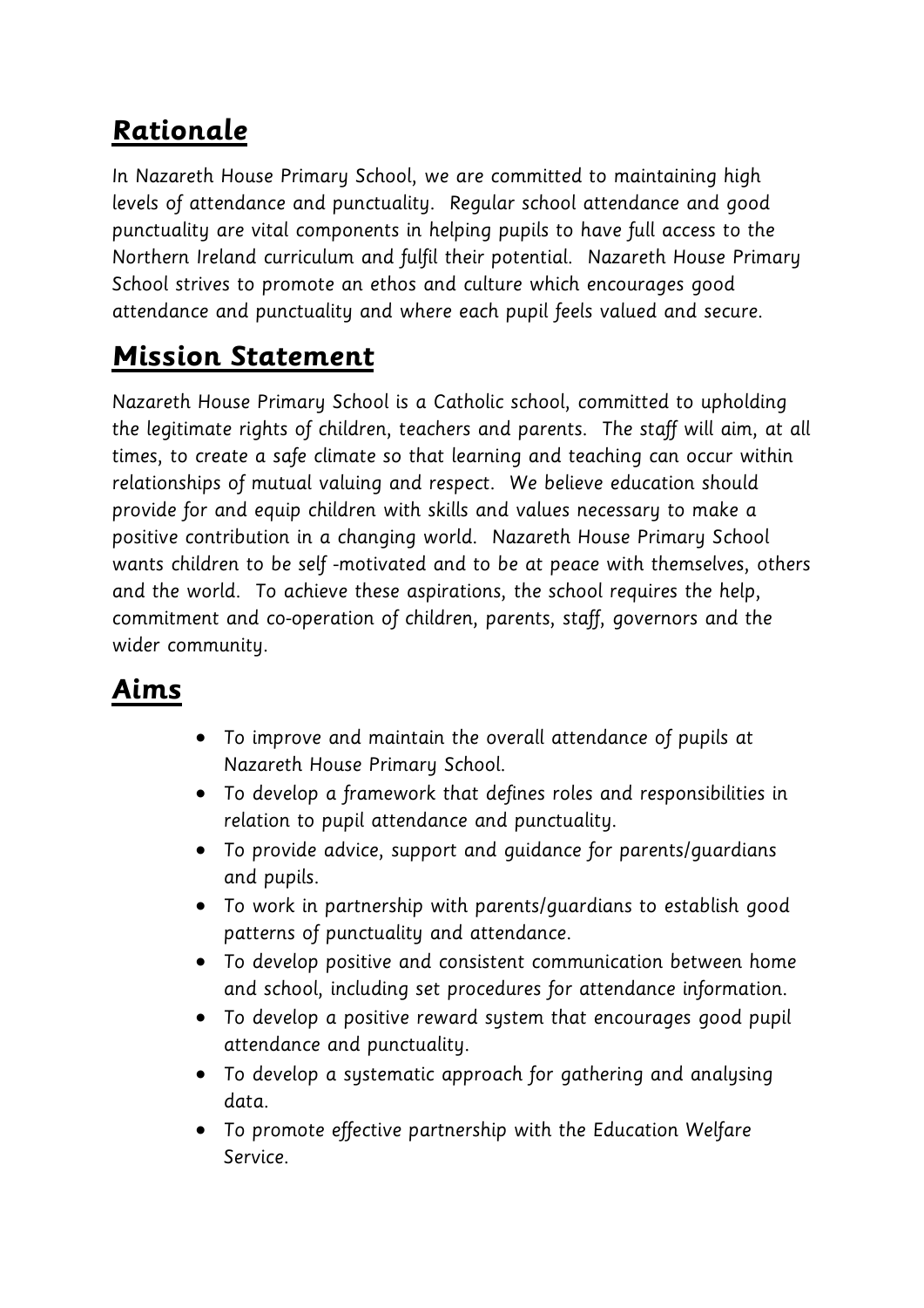## ***Rationale***

*In Nazareth House Primary School, we are committed to maintaining high levels of attendance and punctuality. Regular school attendance and good punctuality are vital components in helping pupils to have full access to the Northern Ireland curriculum and fulfil their potential. Nazareth House Primary School strives to promote an ethos and culture which encourages good attendance and punctuality and where each pupil feels valued and secure.*

## ***Mission Statement***

*Nazareth House Primary School is a Catholic school, committed to upholding the legitimate rights of children, teachers and parents. The staff will aim, at all times, to create a safe climate so that learning and teaching can occur within relationships of mutual valuing and respect. We believe education should provide for and equip children with skills and values necessary to make a positive contribution in a changing world. Nazareth House Primary School wants children to be self -motivated and to be at peace with themselves, others and the world. To achieve these aspirations, the school requires the help, commitment and co-operation of children, parents, staff, governors and the wider community.*

## ***Aims***

- *To improve and maintain the overall attendance of pupils at Nazareth House Primary School.*
- *To develop a framework that defines roles and responsibilities in relation to pupil attendance and punctuality.*
- *To provide advice, support and guidance for parents/guardians and pupils.*
- *To work in partnership with parents/guardians to establish good patterns of punctuality and attendance.*
- *To develop positive and consistent communication between home and school, including set procedures for attendance information.*
- *To develop a positive reward system that encourages good pupil attendance and punctuality.*
- *To develop a systematic approach for gathering and analysing data.*
- *To promote effective partnership with the Education Welfare Service.*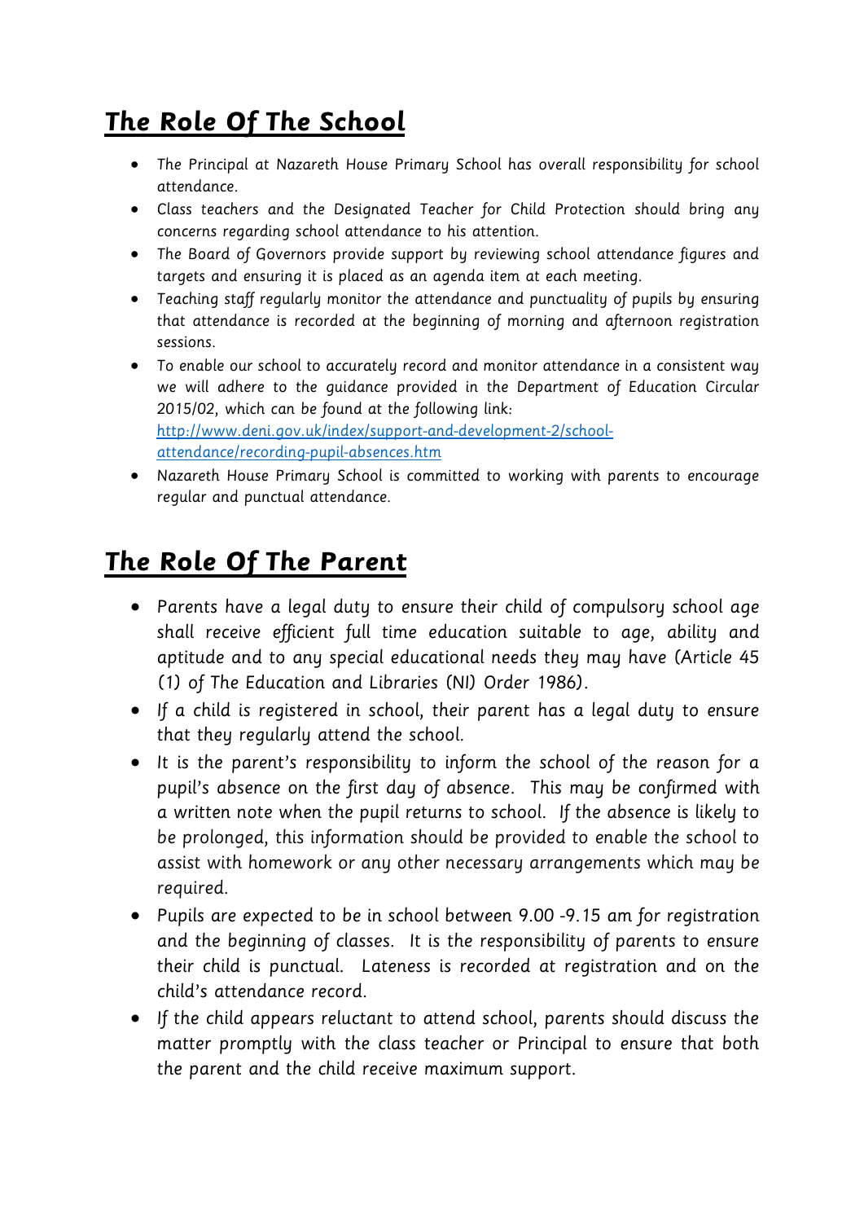## ***The Role Of The School***

- The Principal at Nazareth House Primary School has overall responsibility for school attendance.
- Class teachers and the Designated Teacher for Child Protection should bring any concerns regarding school attendance to his attention.
- The Board of Governors provide support by reviewing school attendance figures and targets and ensuring it is placed as an agenda item at each meeting.
- Teaching staff regularly monitor the attendance and punctuality of pupils by ensuring that attendance is recorded at the beginning of morning and afternoon registration sessions.
- To enable our school to accurately record and monitor attendance in a consistent way we will adhere to the guidance provided in the Department of Education Circular 2015/02, which can be found at the following link: [http://www.deni.gov.uk/index/support-and-development-2/school-attendance/recording-pupil-absences.htm](http://www.deni.gov.uk/index/support-and-development-2/school-attendance/recording-pupil-absences.htm)
- Nazareth House Primary School is committed to working with parents to encourage regular and punctual attendance.

## ***The Role Of The Parent***

- Parents have a legal duty to ensure their child of compulsory school age shall receive efficient full time education suitable to age, ability and aptitude and to any special educational needs they may have (Article 45 (1) of The Education and Libraries (NI) Order 1986).
- If a child is registered in school, their parent has a legal duty to ensure that they regularly attend the school.
- It is the parent's responsibility to inform the school of the reason for a pupil's absence on the first day of absence. This may be confirmed with a written note when the pupil returns to school. If the absence is likely to be prolonged, this information should be provided to enable the school to assist with homework or any other necessary arrangements which may be required.
- Pupils are expected to be in school between 9.00 -9.15 am for registration and the beginning of classes. It is the responsibility of parents to ensure their child is punctual. Lateness is recorded at registration and on the child's attendance record.
- If the child appears reluctant to attend school, parents should discuss the matter promptly with the class teacher or Principal to ensure that both the parent and the child receive maximum support.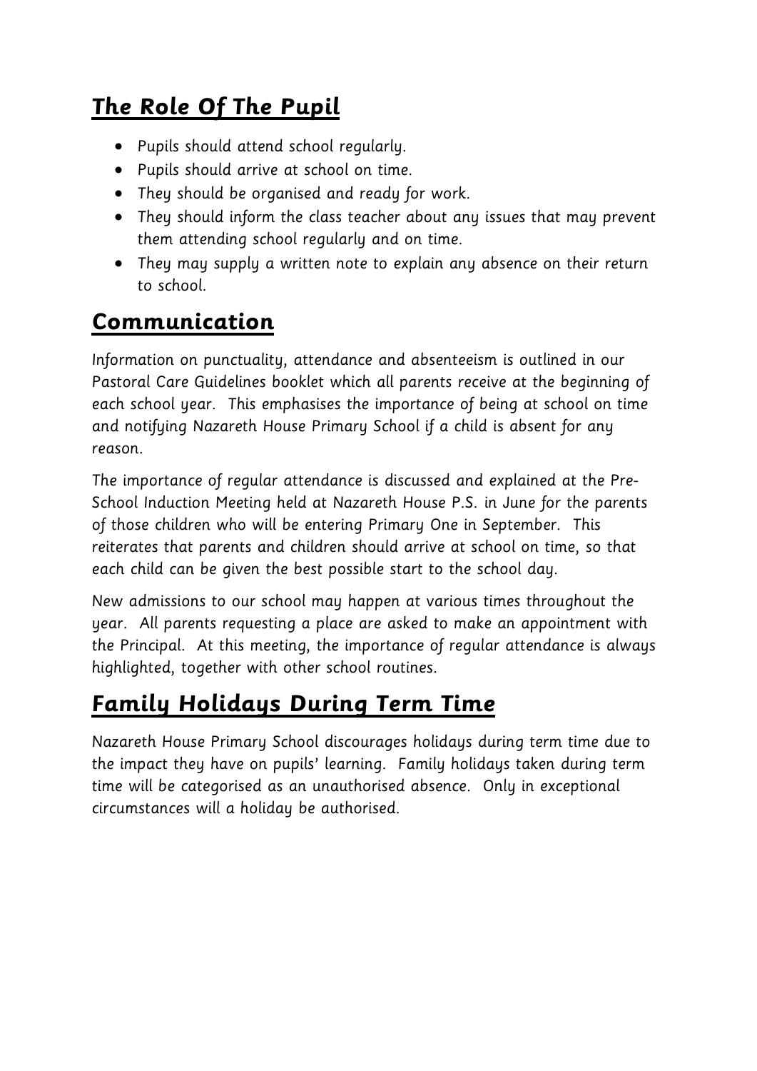## ***The Role Of The Pupil***

- Pupils should attend school regularly.
- Pupils should arrive at school on time.
- They should be organised and ready for work.
- They should inform the class teacher about any issues that may prevent them attending school regularly and on time.
- They may supply a written note to explain any absence on their return to school.

## **Communication**

Information on punctuality, attendance and absenteeism is outlined in our Pastoral Care Guidelines booklet which all parents receive at the beginning of each school year. This emphasises the importance of being at school on time and notifying Nazareth House Primary School if a child is absent for any reason.

The importance of regular attendance is discussed and explained at the Pre-School Induction Meeting held at Nazareth House P.S. in June for the parents of those children who will be entering Primary One in September. This reiterates that parents and children should arrive at school on time, so that each child can be given the best possible start to the school day.

New admissions to our school may happen at various times throughout the year. All parents requesting a place are asked to make an appointment with the Principal. At this meeting, the importance of regular attendance is always highlighted, together with other school routines.

## ***Family Holidays During Term Time***

Nazareth House Primary School discourages holidays during term time due to the impact they have on pupils' learning. Family holidays taken during term time will be categorised as an unauthorised absence. Only in exceptional circumstances will a holiday be authorised.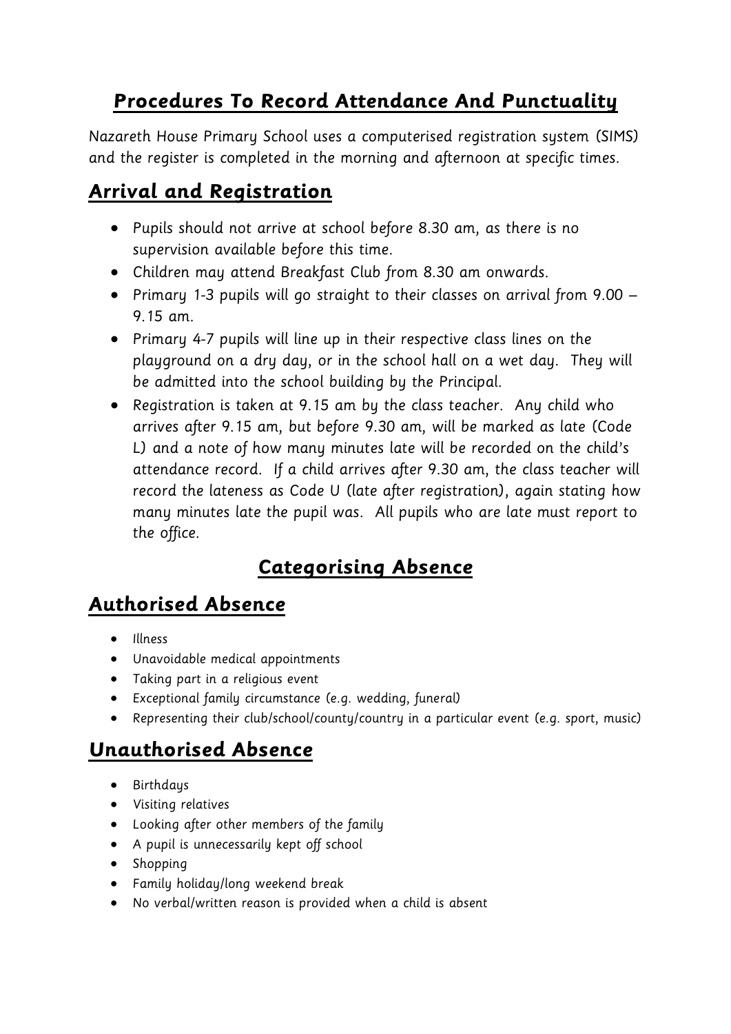# Procedures To Record Attendance And Punctuality

Nazareth House Primary School uses a computerised registration system (SIMS) and the register is completed in the morning and afternoon at specific times.

## Arrival and Registration

- Pupils should not arrive at school before 8.30 am, as there is no supervision available before this time.
- Children may attend Breakfast Club from 8.30 am onwards.
- Primary 1-3 pupils will go straight to their classes on arrival from 9.00 – 9.15 am.
- Primary 4-7 pupils will line up in their respective class lines on the playground on a dry day, or in the school hall on a wet day. They will be admitted into the school building by the Principal.
- Registration is taken at 9.15 am by the class teacher. Any child who arrives after 9.15 am, but before 9.30 am, will be marked as late (Code L) and a note of how many minutes late will be recorded on the child's attendance record. If a child arrives after 9.30 am, the class teacher will record the lateness as Code U (late after registration), again stating how many minutes late the pupil was. All pupils who are late must report to the office.

# Categorising Absence

## Authorised Absence

- Illness
- Unavoidable medical appointments
- Taking part in a religious event
- Exceptional family circumstance (e.g. wedding, funeral)
- Representing their club/school/county/country in a particular event (e.g. sport, music)

## Unauthorised Absence

- Birthdays
- Visiting relatives
- Looking after other members of the family
- A pupil is unnecessarily kept off school
- Shopping
- Family holiday/long weekend break
- No verbal/written reason is provided when a child is absent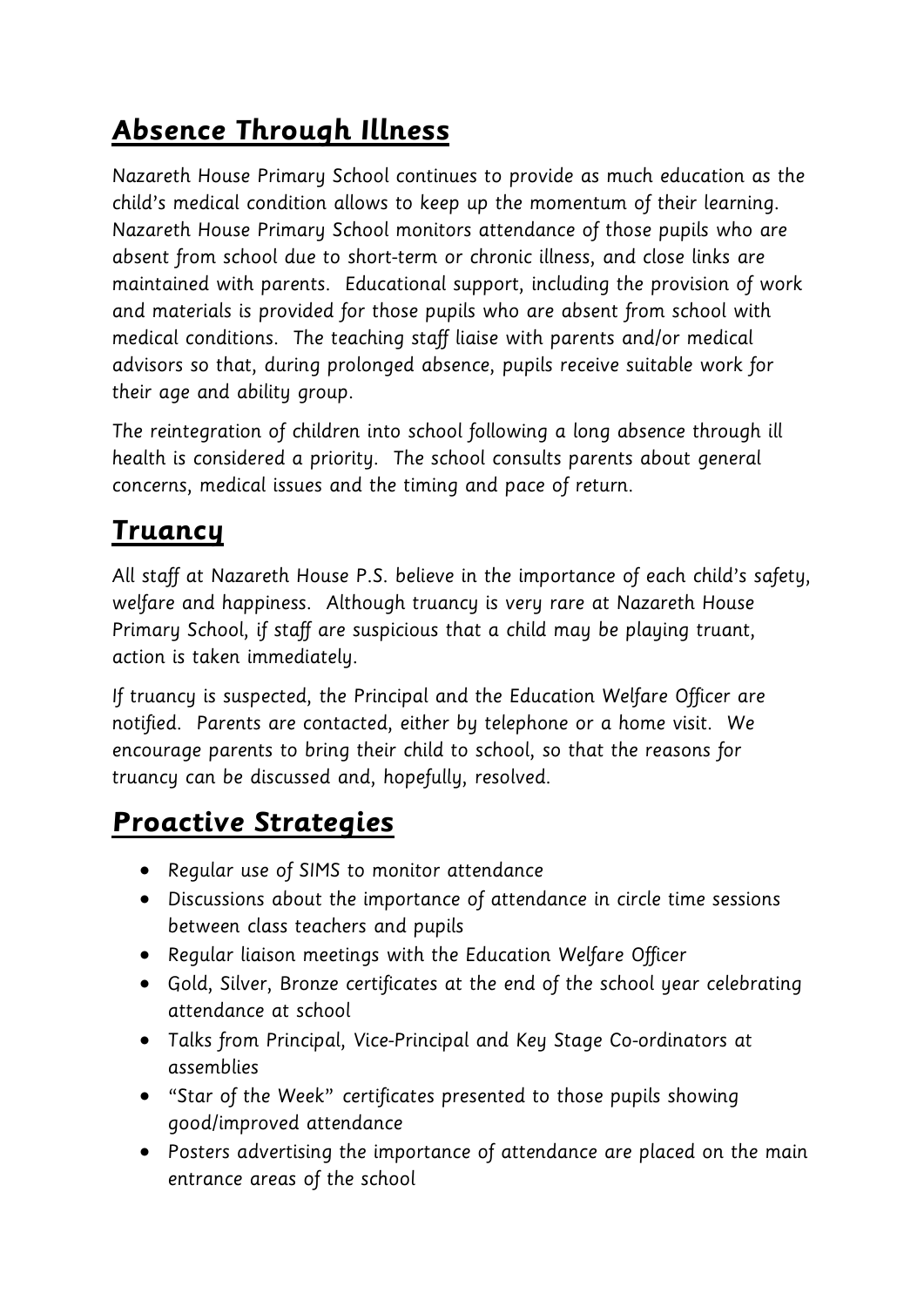## ***Absence Through Illness***

*Nazareth House Primary School continues to provide as much education as the child's medical condition allows to keep up the momentum of their learning. Nazareth House Primary School monitors attendance of those pupils who are absent from school due to short-term or chronic illness, and close links are maintained with parents. Educational support, including the provision of work and materials is provided for those pupils who are absent from school with medical conditions. The teaching staff liaise with parents and/or medical advisors so that, during prolonged absence, pupils receive suitable work for their age and ability group.*

*The reintegration of children into school following a long absence through ill health is considered a priority. The school consults parents about general concerns, medical issues and the timing and pace of return.*

## ***Truancy***

*All staff at Nazareth House P.S. believe in the importance of each child's safety, welfare and happiness. Although truancy is very rare at Nazareth House Primary School, if staff are suspicious that a child may be playing truant, action is taken immediately.*

*If truancy is suspected, the Principal and the Education Welfare Officer are notified. Parents are contacted, either by telephone or a home visit. We encourage parents to bring their child to school, so that the reasons for truancy can be discussed and, hopefully, resolved.*

## ***Proactive Strategies***

- *Regular use of SIMS to monitor attendance*
- *Discussions about the importance of attendance in circle time sessions between class teachers and pupils*
- *Regular liaison meetings with the Education Welfare Officer*
- *Gold, Silver, Bronze certificates at the end of the school year celebrating attendance at school*
- *Talks from Principal, Vice-Principal and Key Stage Co-ordinators at assemblies*
- *"Star of the Week" certificates presented to those pupils showing good/improved attendance*
- *Posters advertising the importance of attendance are placed on the main entrance areas of the school*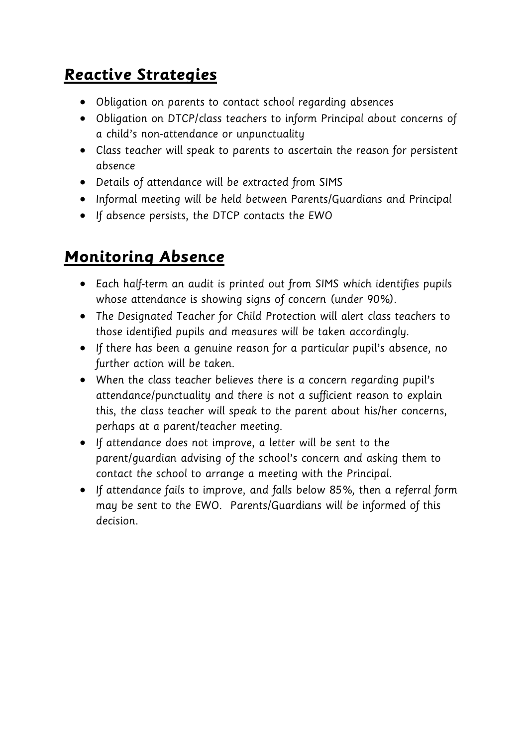## ***Reactive Strategies***

- Obligation on parents to contact school regarding absences
- Obligation on DTCP/class teachers to inform Principal about concerns of a child's non-attendance or unpunctuality
- Class teacher will speak to parents to ascertain the reason for persistent absence
- Details of attendance will be extracted from SIMS
- Informal meeting will be held between Parents/Guardians and Principal
- If absence persists, the DTCP contacts the EWO

## ***Monitoring Absence***

- Each half-term an audit is printed out from SIMS which identifies pupils whose attendance is showing signs of concern (under 90%).
- The Designated Teacher for Child Protection will alert class teachers to those identified pupils and measures will be taken accordingly.
- If there has been a genuine reason for a particular pupil's absence, no further action will be taken.
- When the class teacher believes there is a concern regarding pupil's attendance/punctuality and there is not a sufficient reason to explain this, the class teacher will speak to the parent about his/her concerns, perhaps at a parent/teacher meeting.
- If attendance does not improve, a letter will be sent to the parent/guardian advising of the school's concern and asking them to contact the school to arrange a meeting with the Principal.
- If attendance fails to improve, and falls below 85%, then a referral form may be sent to the EWO. Parents/Guardians will be informed of this decision.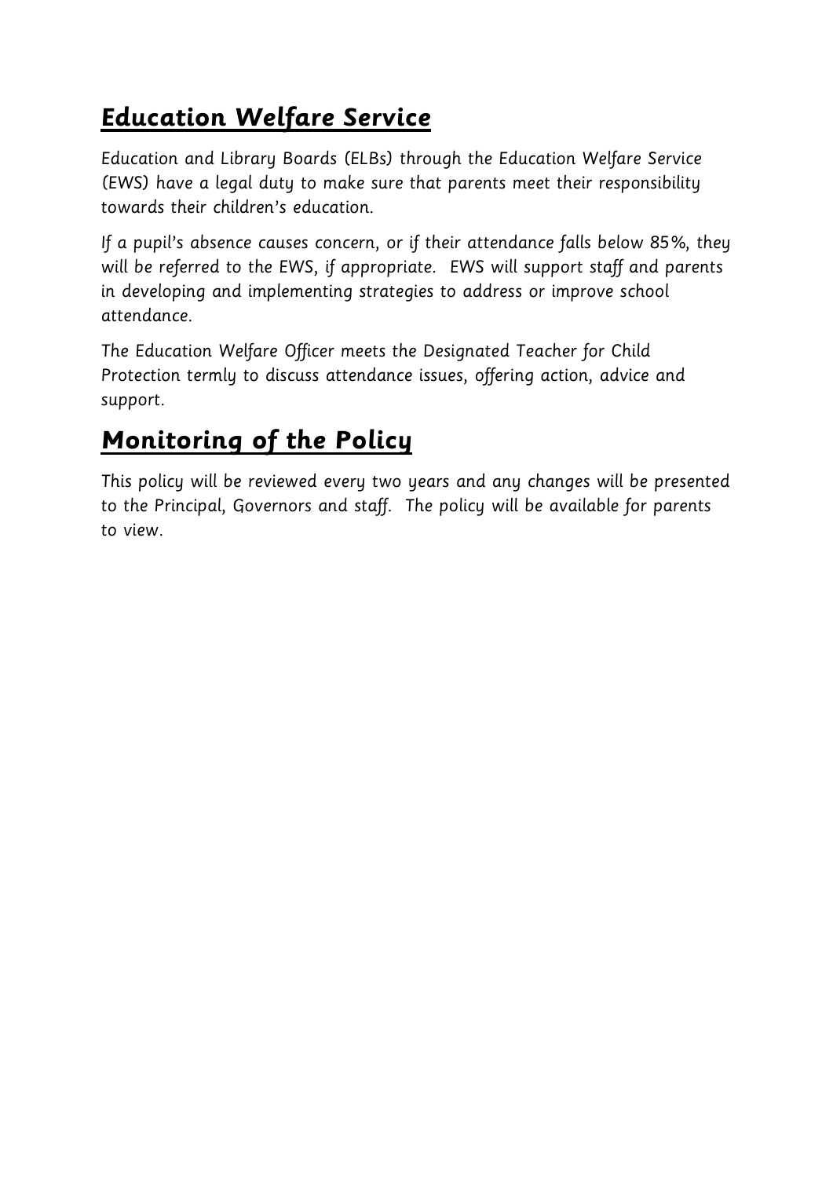## **Education Welfare Service**

Education and Library Boards (ELBs) through the Education Welfare Service (EWS) have a legal duty to make sure that parents meet their responsibility towards their children's education.

If a pupil's absence causes concern, or if their attendance falls below 85%, they will be referred to the EWS, if appropriate. EWS will support staff and parents in developing and implementing strategies to address or improve school attendance.

The Education Welfare Officer meets the Designated Teacher for Child Protection termly to discuss attendance issues, offering action, advice and support.

## **Monitoring of the Policy**

This policy will be reviewed every two years and any changes will be presented to the Principal, Governors and staff. The policy will be available for parents to view.